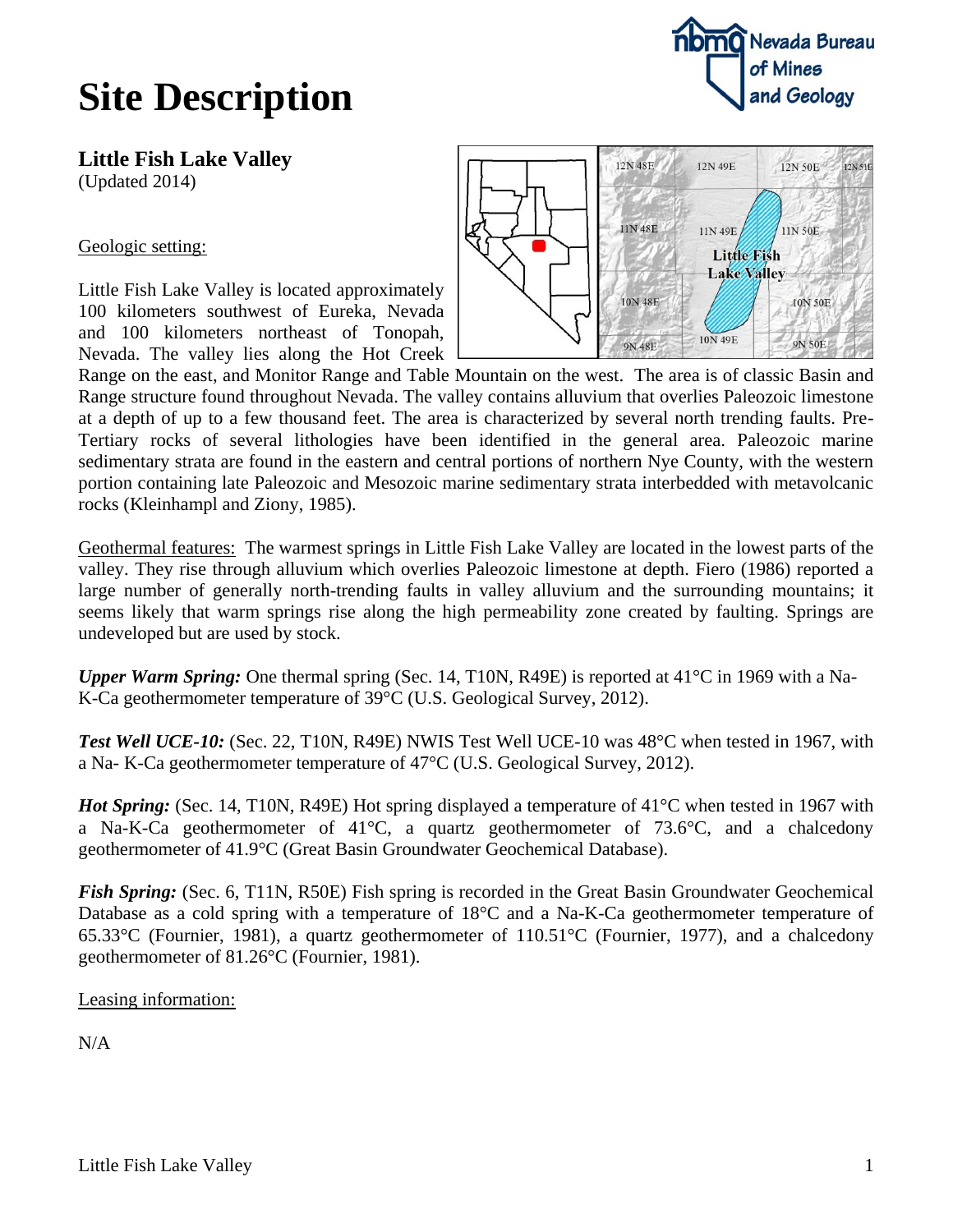# Site Description

## Little Fish Lake Valley

(Updated 2014)

Geologic setting:

Little Fish Lake Valley is located approximately 100 kilometers southwest of Eureka, Nevada and 100 kilometers northeast of Tonopah, Nevada. The valley lies along the Hot Creek Range on the east, and Monitor Range and Table Mountain on the west. The area is of classic Basin and Range structure found throughout Nevada. The valley contains alluvium that overlies Paleozoic limestone at a depth of up to a few thousand feet. The area is characterized by several north trending faults. Pre-Tertiary rocks of several lithologies have been identified in the general area. Paleozoic marine sedimentary strata are found in the eastern and central portions of northern Nye County, with the western portion containing late Paleozoic and Mesozoic marine sedimentary strata interbedded with metavolcanic rocks (Kleinhampl and Ziony, 1985).

Geothermal features: The warmest springs in Little Fish Lake Valley are located in the lowest parts of the valley. They rise through alluvium which overlies Paleozoic limestone at depth. Fiero (1986) reported a large number of generally north-trending faults in valley alluvium and the surrounding mountains; it seems likely that warm springs rise along the high permeability zone created by faulting. Springs are undeveloped but are used by stock.

***Upper Warm Spring:*** One thermal spring (Sec. 14, T10N, R49E) is reported at 41°C in 1969 with a Na-K-Ca geothermometer temperature of 39°C (U.S. Geological Survey, 2012).

***Test Well UCE-10:*** (Sec. 22, T10N, R49E) NWIS Test Well UCE-10 was 48°C when tested in 1967, with a Na- K-Ca geothermometer temperature of 47°C (U.S. Geological Survey, 2012).

***Hot Spring:*** (Sec. 14, T10N, R49E) Hot spring displayed a temperature of 41°C when tested in 1967 with a Na-K-Ca geothermometer of 41°C, a quartz geothermometer of 73.6°C, and a chalcedony geothermometer of 41.9°C (Great Basin Groundwater Geochemical Database).

***Fish Spring:*** (Sec. 6, T11N, R50E) Fish spring is recorded in the Great Basin Groundwater Geochemical Database as a cold spring with a temperature of 18°C and a Na-K-Ca geothermometer temperature of 65.33°C (Fournier, 1981), a quartz geothermometer of 110.51°C (Fournier, 1977), and a chalcedony geothermometer of 81.26°C (Fournier, 1981).

Leasing information:

N/A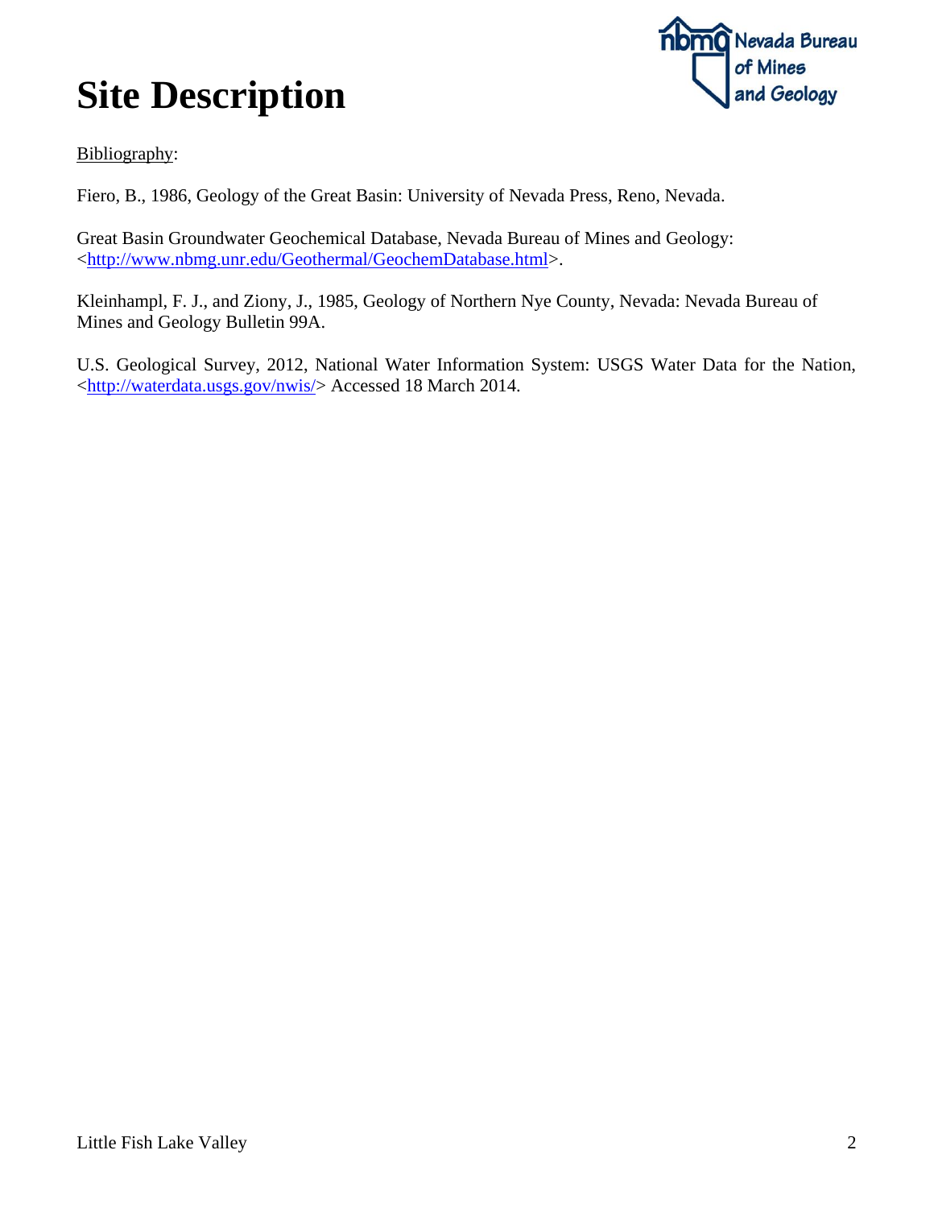# Site Description

Bibliography:

Fiero, B., 1986, Geology of the Great Basin: University of Nevada Press, Reno, Nevada.

Great Basin Groundwater Geochemical Database, Nevada Bureau of Mines and Geology: <http://www.nbmg.unr.edu/Geothermal/GeochemDatabase.html>.

Kleinhampl, F. J., and Ziony, J., 1985, Geology of Northern Nye County, Nevada: Nevada Bureau of Mines and Geology Bulletin 99A.

U.S. Geological Survey, 2012, National Water Information System: USGS Water Data for the Nation, <http://waterdata.usgs.gov/nwis/> Accessed 18 March 2014.